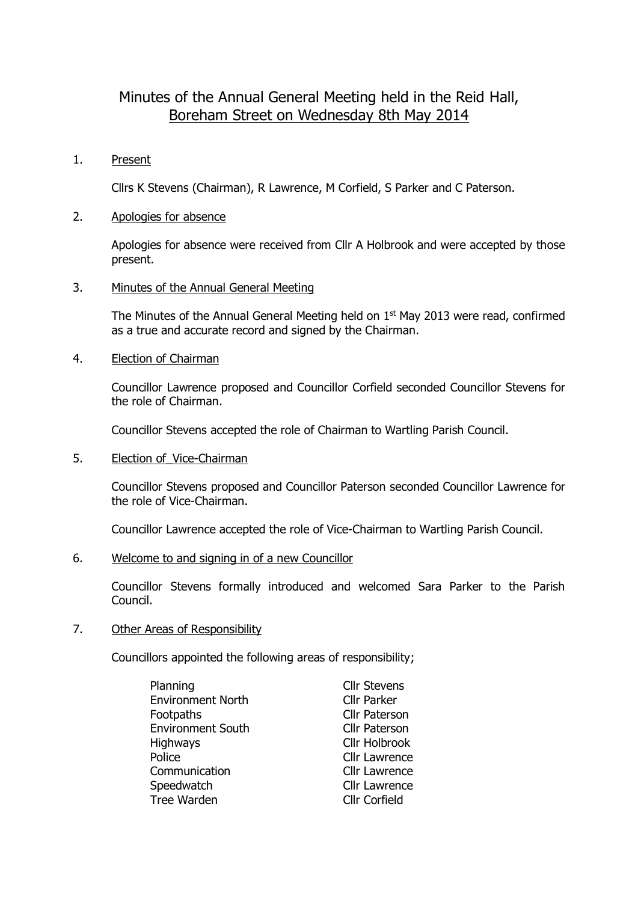# Minutes of the Annual General Meeting held in the Reid Hall, Boreham Street on Wednesday 8th May 2014

1. Present

   Cllrs K Stevens (Chairman), R Lawrence, M Corfield, S Parker and C Paterson.

2. Apologies for absence

   Apologies for absence were received from Cllr A Holbrook and were accepted by those present.

3. Minutes of the Annual General Meeting

   The Minutes of the Annual General Meeting held on 1st May 2013 were read, confirmed as a true and accurate record and signed by the Chairman.

4. Election of Chairman

   Councillor Lawrence proposed and Councillor Corfield seconded Councillor Stevens for the role of Chairman.

   Councillor Stevens accepted the role of Chairman to Wartling Parish Council.

5. Election of_Vice-Chairman

   Councillor Stevens proposed and Councillor Paterson seconded Councillor Lawrence for the role of Vice-Chairman.

   Councillor Lawrence accepted the role of Vice-Chairman to Wartling Parish Council.

6. Welcome to and signing in of a new Councillor

   Councillor Stevens formally introduced and welcomed Sara Parker to the Parish Council.

7. Other Areas of Responsibility

   Councillors appointed the following areas of responsibility;

| | |
|---|---|
| Planning | Cllr Stevens |
| Environment North | Cllr Parker |
| Footpaths | Cllr Paterson |
| Environment South | Cllr Paterson |
| Highways | Cllr Holbrook |
| Police | Cllr Lawrence |
| Communication | Cllr Lawrence |
| Speedwatch | Cllr Lawrence |
| Tree Warden | Cllr Corfield |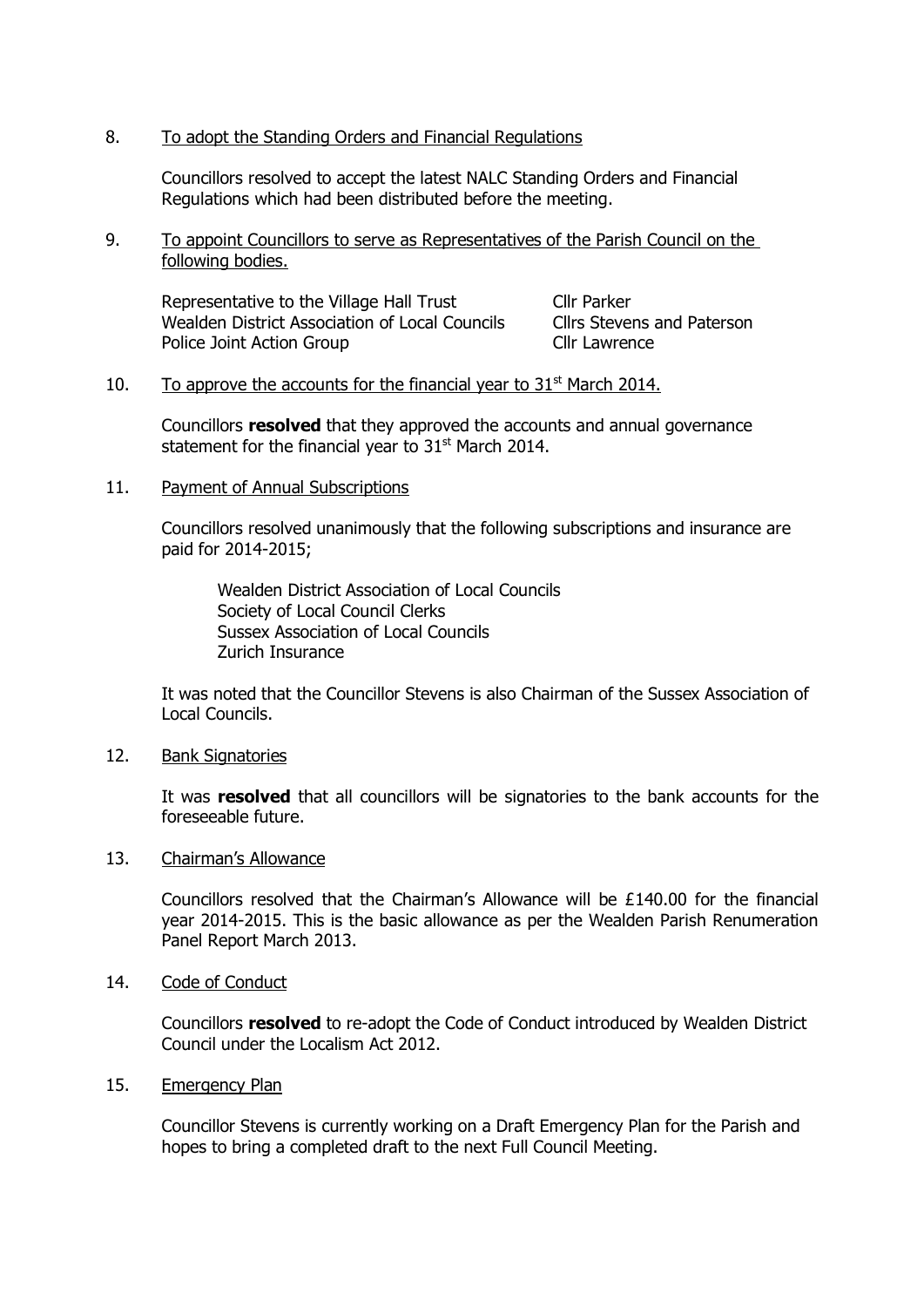8. <u>To adopt the Standing Orders and Financial Regulations</u>

Councillors resolved to accept the latest NALC Standing Orders and Financial Regulations which had been distributed before the meeting.

9. <u>To appoint Councillors to serve as Representatives of the Parish Council on the following bodies.</u>

| | |
|---|---|
| Representative to the Village Hall Trust | Cllr Parker |
| Wealden District Association of Local Councils | Cllrs Stevens and Paterson |
| Police Joint Action Group | Cllr Lawrence |

10. <u>To approve the accounts for the financial year to 31st March 2014.</u>

Councillors **resolved** that they approved the accounts and annual governance statement for the financial year to 31st March 2014.

11. <u>Payment of Annual Subscriptions</u>

Councillors resolved unanimously that the following subscriptions and insurance are paid for 2014-2015;

Wealden District Association of Local Councils
Society of Local Council Clerks
Sussex Association of Local Councils
Zurich Insurance

It was noted that the Councillor Stevens is also Chairman of the Sussex Association of Local Councils.

12. <u>Bank Signatories</u>

It was **resolved** that all councillors will be signatories to the bank accounts for the foreseeable future.

13. <u>Chairman's Allowance</u>

Councillors resolved that the Chairman's Allowance will be £140.00 for the financial year 2014-2015. This is the basic allowance as per the Wealden Parish Renumeration Panel Report March 2013.

14. <u>Code of Conduct</u>

Councillors **resolved** to re-adopt the Code of Conduct introduced by Wealden District Council under the Localism Act 2012.

15. <u>Emergency Plan</u>

Councillor Stevens is currently working on a Draft Emergency Plan for the Parish and hopes to bring a completed draft to the next Full Council Meeting.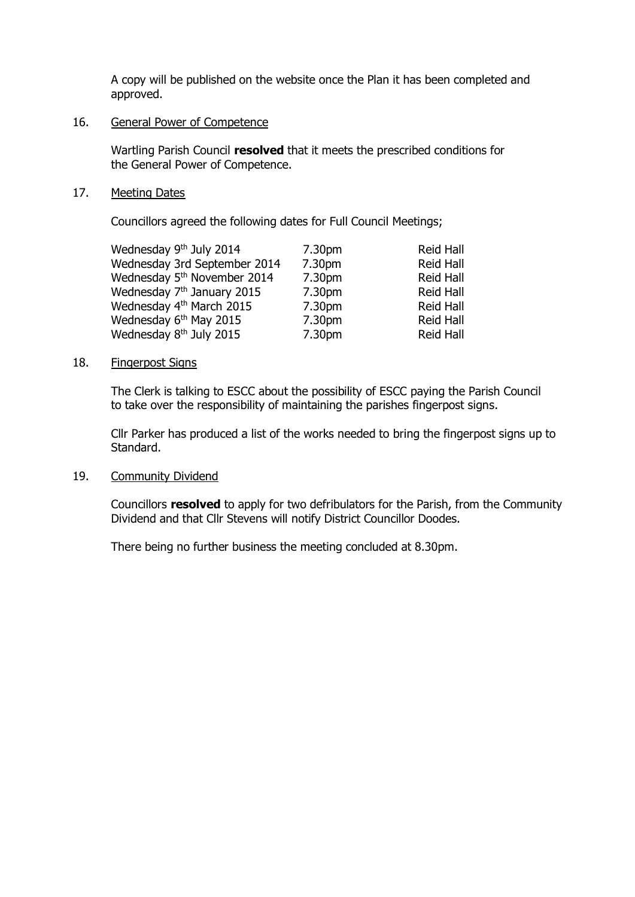A copy will be published on the website once the Plan it has been completed and approved.

16. General Power of Competence

Wartling Parish Council **resolved** that it meets the prescribed conditions for the General Power of Competence.

17. Meeting Dates

Councillors agreed the following dates for Full Council Meetings;

| | | |
|---|---|---|
| Wednesday 9th July 2014 | 7.30pm | Reid Hall |
| Wednesday 3rd September 2014 | 7.30pm | Reid Hall |
| Wednesday 5th November 2014 | 7.30pm | Reid Hall |
| Wednesday 7th January 2015 | 7.30pm | Reid Hall |
| Wednesday 4th March 2015 | 7.30pm | Reid Hall |
| Wednesday 6th May 2015 | 7.30pm | Reid Hall |
| Wednesday 8th July 2015 | 7.30pm | Reid Hall |

18. Fingerpost Signs

The Clerk is talking to ESCC about the possibility of ESCC paying the Parish Council to take over the responsibility of maintaining the parishes fingerpost signs.

Cllr Parker has produced a list of the works needed to bring the fingerpost signs up to Standard.

19. Community Dividend

Councillors **resolved** to apply for two defribulators for the Parish, from the Community Dividend and that Cllr Stevens will notify District Councillor Doodes.

There being no further business the meeting concluded at 8.30pm.